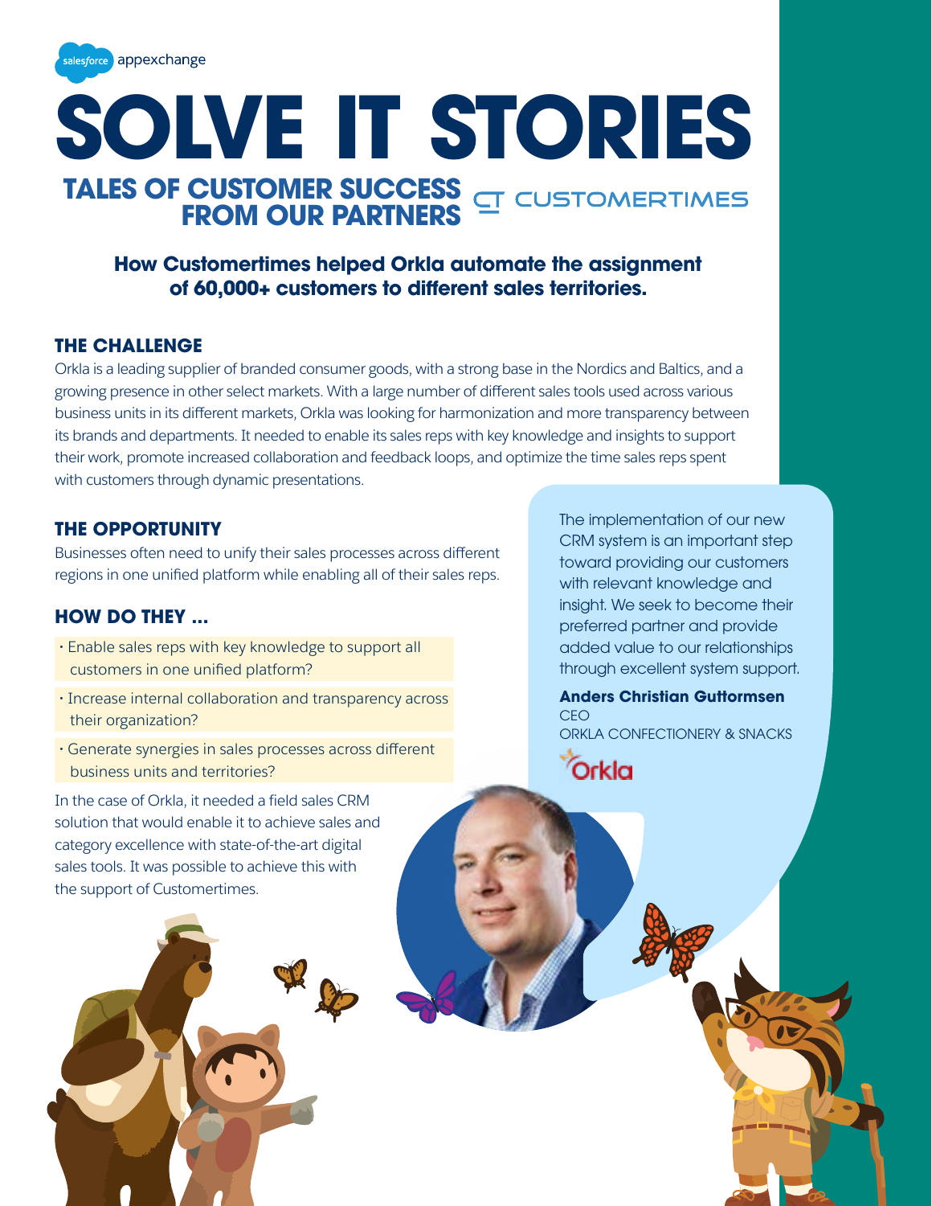salesforce appexchange

# SOLVE IT STORIES

## TALES OF CUSTOMER SUCCESS FROM OUR PARTNERS

CUSTOMERTIMES

### How Customertimes helped Orkla automate the assignment of 60,000+ customers to different sales territories.

## THE CHALLENGE

Orkla is a leading supplier of branded consumer goods, with a strong base in the Nordics and Baltics, and a growing presence in other select markets. With a large number of different sales tools used across various business units in its different markets, Orkla was looking for harmonization and more transparency between its brands and departments. It needed to enable its sales reps with key knowledge and insights to support their work, promote increased collaboration and feedback loops, and optimize the time sales reps spent with customers through dynamic presentations.

## THE OPPORTUNITY

Businesses often need to unify their sales processes across different regions in one unified platform while enabling all of their sales reps.

## HOW DO THEY ...

- Enable sales reps with key knowledge to support all customers in one unified platform?
- Increase internal collaboration and transparency across their organization?
- Generate synergies in sales processes across different business units and territories?

In the case of Orkla, it needed a field sales CRM solution that would enable it to achieve sales and category excellence with state-of-the-art digital sales tools. It was possible to achieve this with the support of Customertimes.

> The implementation of our new CRM system is an important step toward providing our customers with relevant knowledge and insight. We seek to become their preferred partner and provide added value to our relationships through excellent system support.
>
> **Anders Christian Guttormsen**
> CEO
> ORKLA CONFECTIONERY & SNACKS

Orkla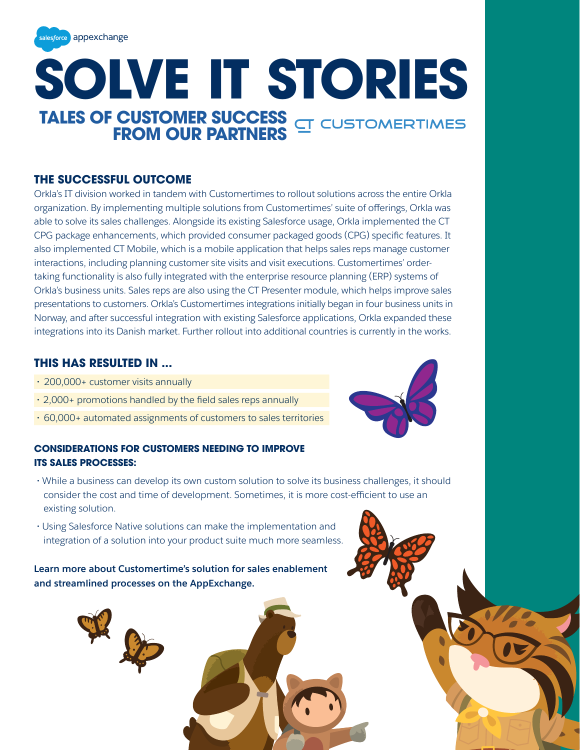salesforce appexchange

# SOLVE IT STORIES

## TALES OF CUSTOMER SUCCESS FROM OUR PARTNERS

CUSTOMERTIMES

### THE SUCCESSFUL OUTCOME

Orkla's IT division worked in tandem with Customertimes to rollout solutions across the entire Orkla organization. By implementing multiple solutions from Customertimes' suite of offerings, Orkla was able to solve its sales challenges. Alongside its existing Salesforce usage, Orkla implemented the CT CPG package enhancements, which provided consumer packaged goods (CPG) specific features. It also implemented CT Mobile, which is a mobile application that helps sales reps manage customer interactions, including planning customer site visits and visit executions. Customertimes' order-taking functionality is also fully integrated with the enterprise resource planning (ERP) systems of Orkla's business units. Sales reps are also using the CT Presenter module, which helps improve sales presentations to customers. Orkla's Customertimes integrations initially began in four business units in Norway, and after successful integration with existing Salesforce applications, Orkla expanded these integrations into its Danish market. Further rollout into additional countries is currently in the works.

### THIS HAS RESULTED IN ...

- 200,000+ customer visits annually
- 2,000+ promotions handled by the field sales reps annually
- 60,000+ automated assignments of customers to sales territories

### CONSIDERATIONS FOR CUSTOMERS NEEDING TO IMPROVE ITS SALES PROCESSES:

- While a business can develop its own custom solution to solve its business challenges, it should consider the cost and time of development. Sometimes, it is more cost-efficient to use an existing solution.
- Using Salesforce Native solutions can make the implementation and integration of a solution into your product suite much more seamless.

**Learn more about Customertime's solution for sales enablement and streamlined processes on the AppExchange.**